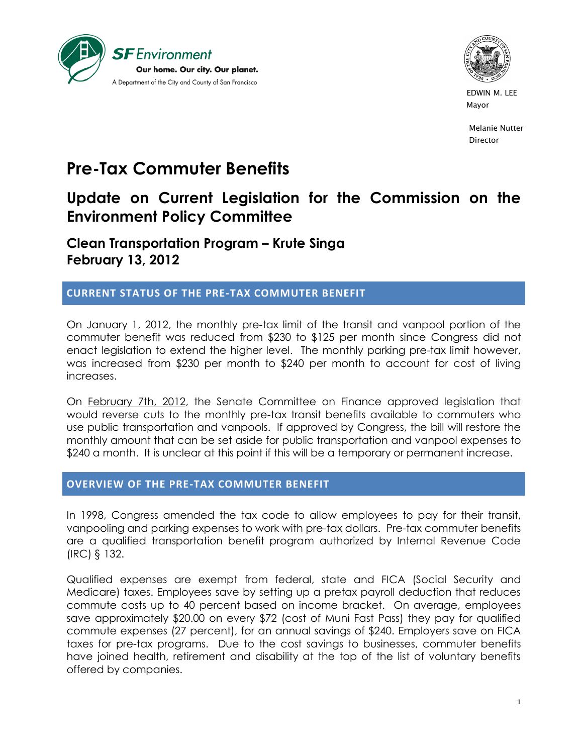SF Environment

Our home. Our city. Our planet.

A Department of the City and County of San Francisco

EDWIN M. LEE
Mayor

Melanie Nutter
Director

# Pre-Tax Commuter Benefits

## Update on Current Legislation for the Commission on the Environment Policy Committee

### Clean Transportation Program – Krute Singa
### February 13, 2012

## CURRENT STATUS OF THE PRE-TAX COMMUTER BENEFIT

On January 1, 2012, the monthly pre-tax limit of the transit and vanpool portion of the commuter benefit was reduced from $230 to $125 per month since Congress did not enact legislation to extend the higher level. The monthly parking pre-tax limit however, was increased from $230 per month to $240 per month to account for cost of living increases.

On February 7th, 2012, the Senate Committee on Finance approved legislation that would reverse cuts to the monthly pre-tax transit benefits available to commuters who use public transportation and vanpools. If approved by Congress, the bill will restore the monthly amount that can be set aside for public transportation and vanpool expenses to $240 a month. It is unclear at this point if this will be a temporary or permanent increase.

## OVERVIEW OF THE PRE-TAX COMMUTER BENEFIT

In 1998, Congress amended the tax code to allow employees to pay for their transit, vanpooling and parking expenses to work with pre-tax dollars. Pre-tax commuter benefits are a qualified transportation benefit program authorized by Internal Revenue Code (IRC) § 132.

Qualified expenses are exempt from federal, state and FICA (Social Security and Medicare) taxes. Employees save by setting up a pretax payroll deduction that reduces commute costs up to 40 percent based on income bracket. On average, employees save approximately $20.00 on every $72 (cost of Muni Fast Pass) they pay for qualified commute expenses (27 percent), for an annual savings of $240. Employers save on FICA taxes for pre-tax programs. Due to the cost savings to businesses, commuter benefits have joined health, retirement and disability at the top of the list of voluntary benefits offered by companies.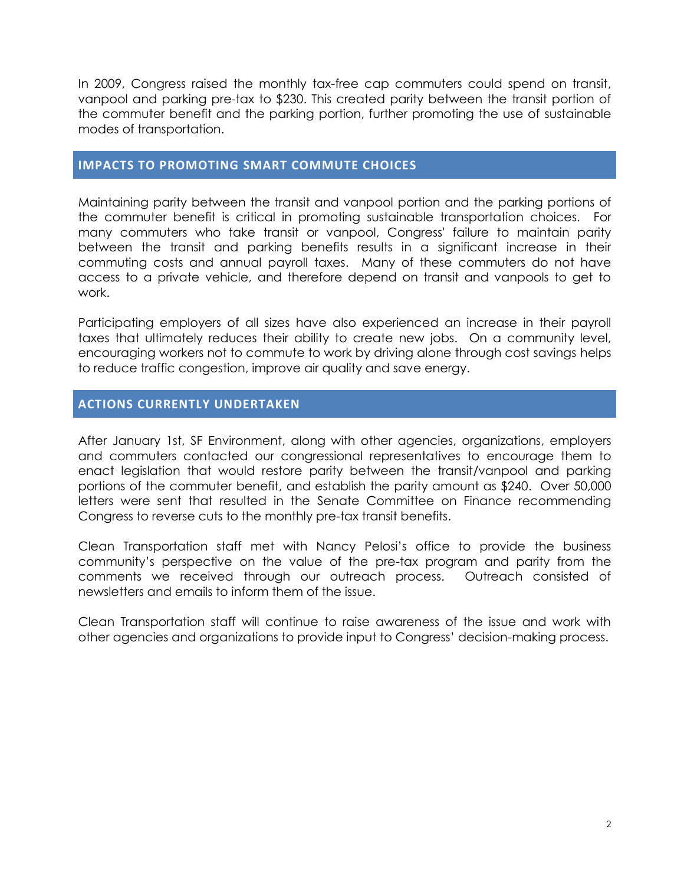In 2009, Congress raised the monthly tax-free cap commuters could spend on transit, vanpool and parking pre-tax to $230. This created parity between the transit portion of the commuter benefit and the parking portion, further promoting the use of sustainable modes of transportation.

## IMPACTS TO PROMOTING SMART COMMUTE CHOICES

Maintaining parity between the transit and vanpool portion and the parking portions of the commuter benefit is critical in promoting sustainable transportation choices. For many commuters who take transit or vanpool, Congress' failure to maintain parity between the transit and parking benefits results in a significant increase in their commuting costs and annual payroll taxes. Many of these commuters do not have access to a private vehicle, and therefore depend on transit and vanpools to get to work.

Participating employers of all sizes have also experienced an increase in their payroll taxes that ultimately reduces their ability to create new jobs. On a community level, encouraging workers not to commute to work by driving alone through cost savings helps to reduce traffic congestion, improve air quality and save energy.

## ACTIONS CURRENTLY UNDERTAKEN

After January 1st, SF Environment, along with other agencies, organizations, employers and commuters contacted our congressional representatives to encourage them to enact legislation that would restore parity between the transit/vanpool and parking portions of the commuter benefit, and establish the parity amount as $240. Over 50,000 letters were sent that resulted in the Senate Committee on Finance recommending Congress to reverse cuts to the monthly pre-tax transit benefits.

Clean Transportation staff met with Nancy Pelosi's office to provide the business community's perspective on the value of the pre-tax program and parity from the comments we received through our outreach process. Outreach consisted of newsletters and emails to inform them of the issue.

Clean Transportation staff will continue to raise awareness of the issue and work with other agencies and organizations to provide input to Congress' decision-making process.